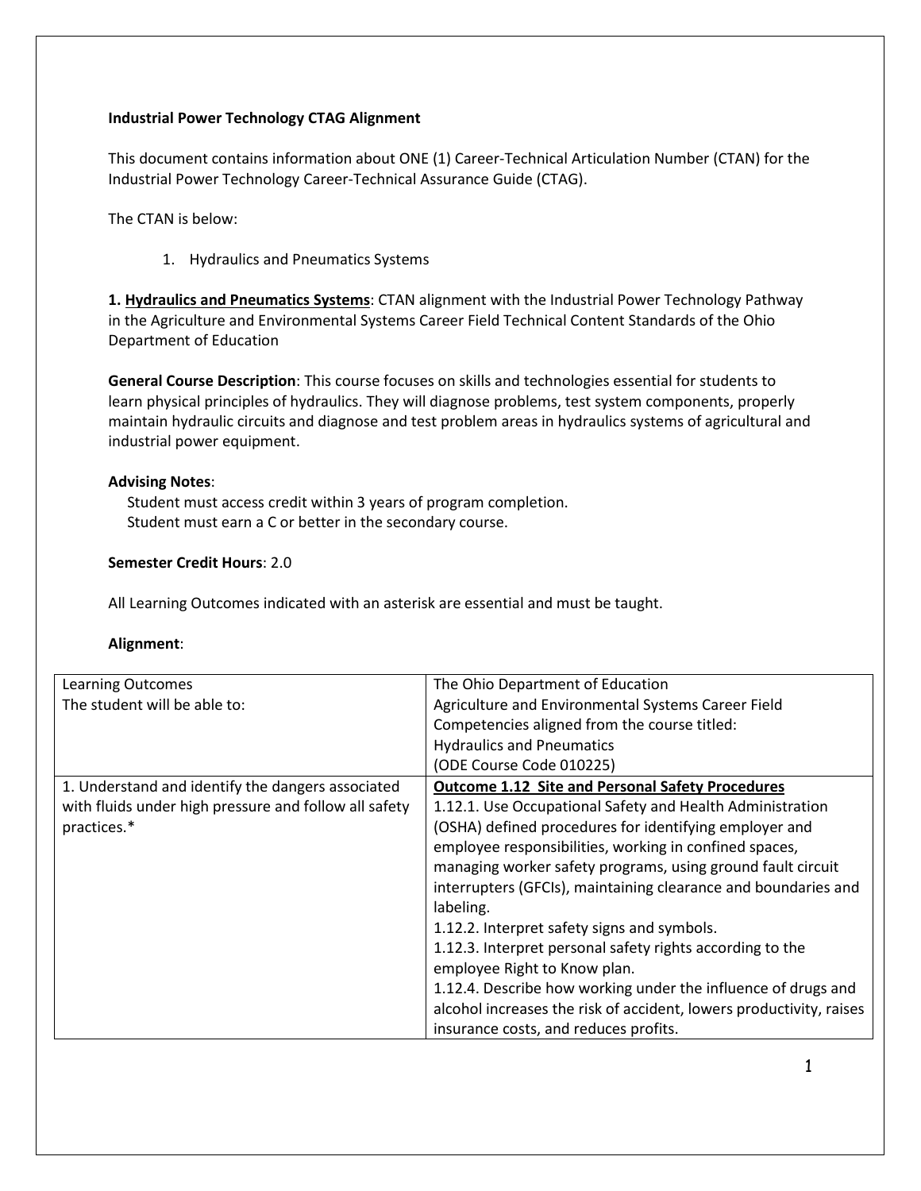**Industrial Power Technology CTAG Alignment**

This document contains information about ONE (1) Career-Technical Articulation Number (CTAN) for the Industrial Power Technology Career-Technical Assurance Guide (CTAG).

The CTAN is below:

1. Hydraulics and Pneumatics Systems

**1. <u>Hydraulics and Pneumatics Systems</u>**: CTAN alignment with the Industrial Power Technology Pathway in the Agriculture and Environmental Systems Career Field Technical Content Standards of the Ohio Department of Education

**General Course Description**: This course focuses on skills and technologies essential for students to learn physical principles of hydraulics. They will diagnose problems, test system components, properly maintain hydraulic circuits and diagnose and test problem areas in hydraulics systems of agricultural and industrial power equipment.

**Advising Notes**:

Student must access credit within 3 years of program completion.
Student must earn a C or better in the secondary course.

**Semester Credit Hours**: 2.0

All Learning Outcomes indicated with an asterisk are essential and must be taught.

**Alignment**:

| Learning Outcomes<br>The student will be able to: | The Ohio Department of Education<br>Agriculture and Environmental Systems Career Field<br>Competencies aligned from the course titled:<br>Hydraulics and Pneumatics<br>(ODE Course Code 010225) |
|---|---|
| 1. Understand and identify the dangers associated with fluids under high pressure and follow all safety practices.* | **<u>Outcome 1.12 Site and Personal Safety Procedures</u>**<br>1.12.1. Use Occupational Safety and Health Administration (OSHA) defined procedures for identifying employer and employee responsibilities, working in confined spaces, managing worker safety programs, using ground fault circuit interrupters (GFCIs), maintaining clearance and boundaries and labeling.<br>1.12.2. Interpret safety signs and symbols.<br>1.12.3. Interpret personal safety rights according to the employee Right to Know plan.<br>1.12.4. Describe how working under the influence of drugs and alcohol increases the risk of accident, lowers productivity, raises insurance costs, and reduces profits. |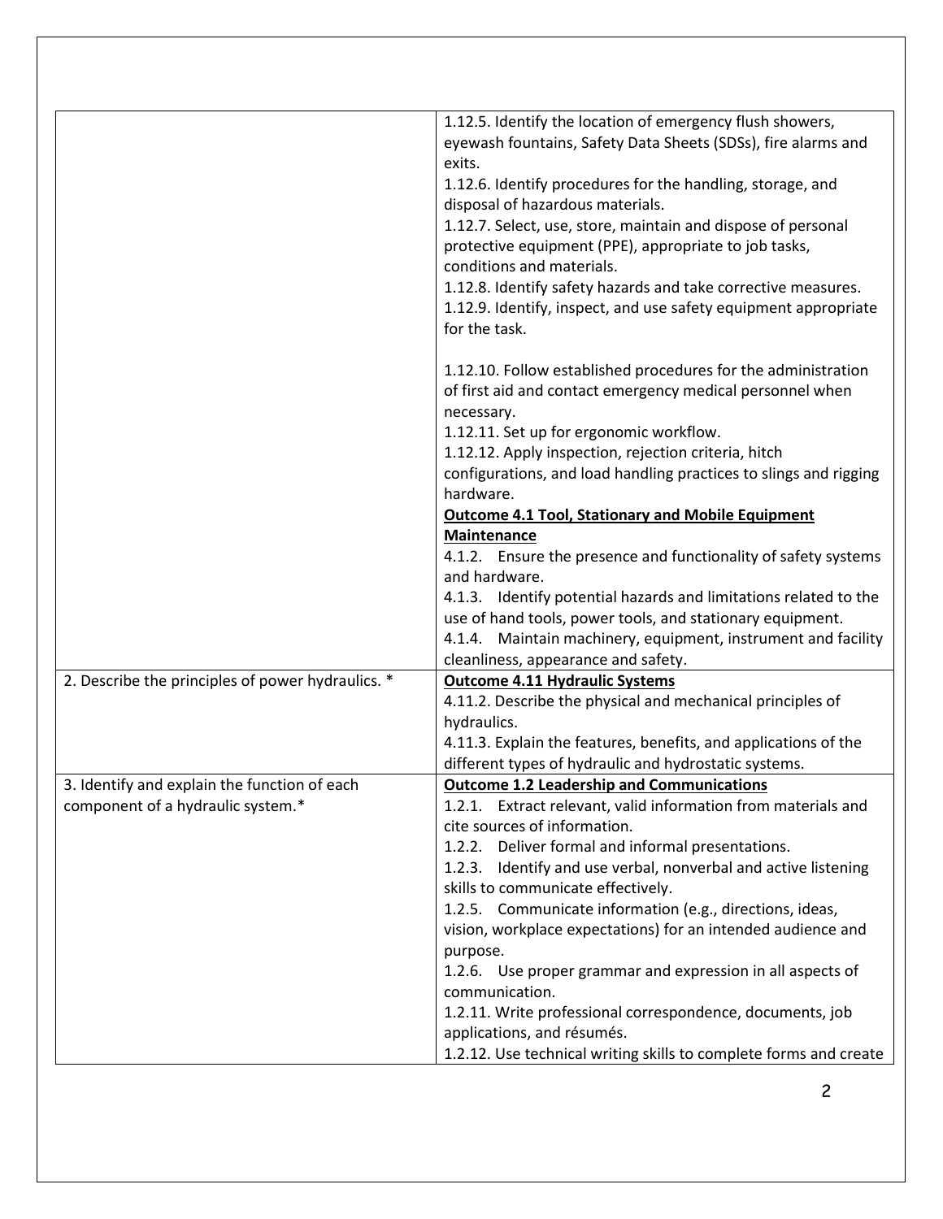| | |
|---|---|
| | 1.12.5. Identify the location of emergency flush showers, eyewash fountains, Safety Data Sheets (SDSs), fire alarms and exits.<br>1.12.6. Identify procedures for the handling, storage, and disposal of hazardous materials.<br>1.12.7. Select, use, store, maintain and dispose of personal protective equipment (PPE), appropriate to job tasks, conditions and materials.<br>1.12.8. Identify safety hazards and take corrective measures.<br>1.12.9. Identify, inspect, and use safety equipment appropriate for the task.<br><br>1.12.10. Follow established procedures for the administration of first aid and contact emergency medical personnel when necessary.<br>1.12.11. Set up for ergonomic workflow.<br>1.12.12. Apply inspection, rejection criteria, hitch configurations, and load handling practices to slings and rigging hardware.<br>**<u>Outcome 4.1 Tool, Stationary and Mobile Equipment Maintenance</u>**<br>4.1.2. Ensure the presence and functionality of safety systems and hardware.<br>4.1.3. Identify potential hazards and limitations related to the use of hand tools, power tools, and stationary equipment.<br>4.1.4. Maintain machinery, equipment, instrument and facility cleanliness, appearance and safety. |
| 2. Describe the principles of power hydraulics. * | **<u>Outcome 4.11 Hydraulic Systems</u>**<br>4.11.2. Describe the physical and mechanical principles of hydraulics.<br>4.11.3. Explain the features, benefits, and applications of the different types of hydraulic and hydrostatic systems. |
| 3. Identify and explain the function of each component of a hydraulic system.* | **<u>Outcome 1.2 Leadership and Communications</u>**<br>1.2.1. Extract relevant, valid information from materials and cite sources of information.<br>1.2.2. Deliver formal and informal presentations.<br>1.2.3. Identify and use verbal, nonverbal and active listening skills to communicate effectively.<br>1.2.5. Communicate information (e.g., directions, ideas, vision, workplace expectations) for an intended audience and purpose.<br>1.2.6. Use proper grammar and expression in all aspects of communication.<br>1.2.11. Write professional correspondence, documents, job applications, and résumés.<br>1.2.12. Use technical writing skills to complete forms and create |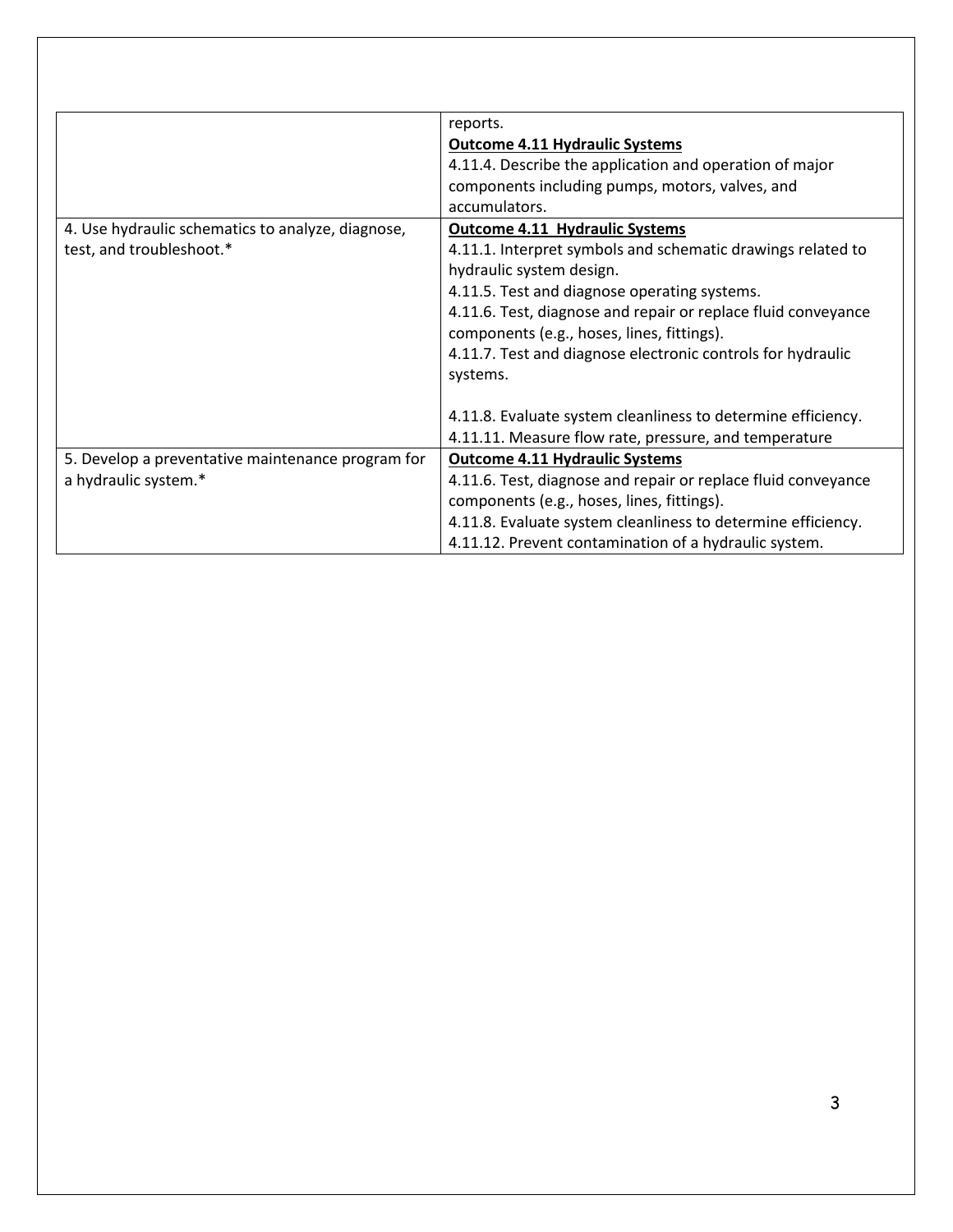| | |
|---|---|
| | reports.<br>**Outcome 4.11 Hydraulic Systems**<br>4.11.4. Describe the application and operation of major components including pumps, motors, valves, and accumulators. |
| 4. Use hydraulic schematics to analyze, diagnose, test, and troubleshoot.* | **Outcome 4.11 Hydraulic Systems**<br>4.11.1. Interpret symbols and schematic drawings related to hydraulic system design.<br>4.11.5. Test and diagnose operating systems.<br>4.11.6. Test, diagnose and repair or replace fluid conveyance components (e.g., hoses, lines, fittings).<br>4.11.7. Test and diagnose electronic controls for hydraulic systems.<br><br>4.11.8. Evaluate system cleanliness to determine efficiency.<br>4.11.11. Measure flow rate, pressure, and temperature |
| 5. Develop a preventative maintenance program for a hydraulic system.* | **Outcome 4.11 Hydraulic Systems**<br>4.11.6. Test, diagnose and repair or replace fluid conveyance components (e.g., hoses, lines, fittings).<br>4.11.8. Evaluate system cleanliness to determine efficiency.<br>4.11.12. Prevent contamination of a hydraulic system. |